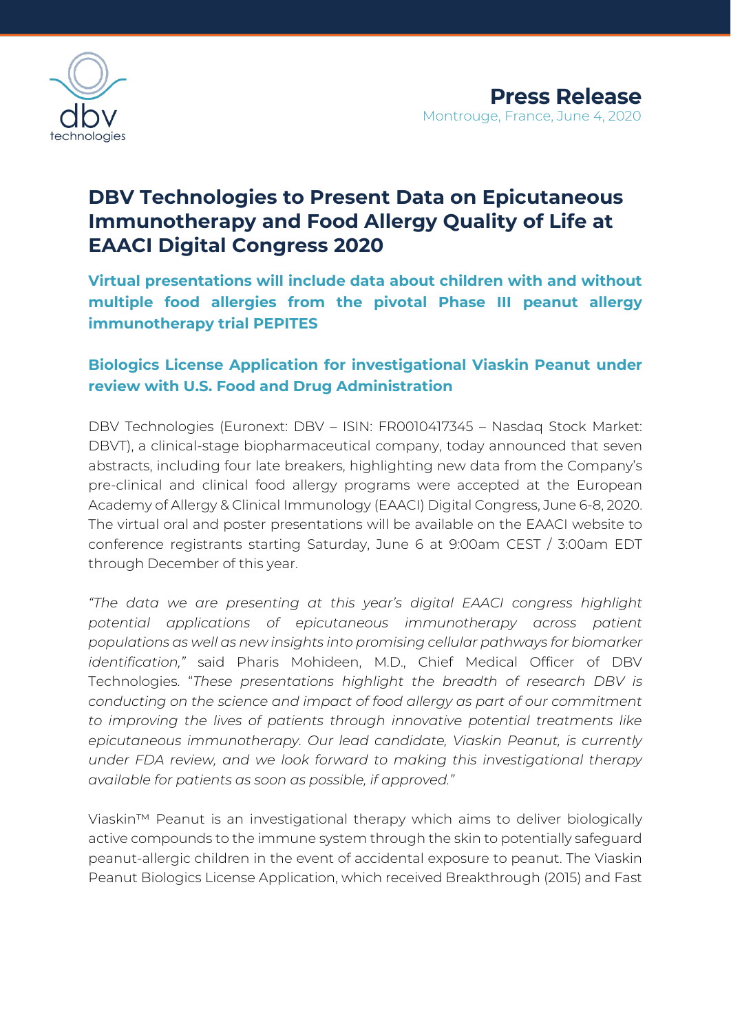**Press Release**

Montrouge, France, June 4, 2020

# DBV Technologies to Present Data on Epicutaneous Immunotherapy and Food Allergy Quality of Life at EAACI Digital Congress 2020

**Virtual presentations will include data about children with and without multiple food allergies from the pivotal Phase III peanut allergy immunotherapy trial PEPITES**

**Biologics License Application for investigational Viaskin Peanut under review with U.S. Food and Drug Administration**

DBV Technologies (Euronext: DBV – ISIN: FR0010417345 – Nasdaq Stock Market: DBVT), a clinical-stage biopharmaceutical company, today announced that seven abstracts, including four late breakers, highlighting new data from the Company's pre-clinical and clinical food allergy programs were accepted at the European Academy of Allergy & Clinical Immunology (EAACI) Digital Congress, June 6-8, 2020. The virtual oral and poster presentations will be available on the EAACI website to conference registrants starting Saturday, June 6 at 9:00am CEST / 3:00am EDT through December of this year.

*"The data we are presenting at this year's digital EAACI congress highlight potential applications of epicutaneous immunotherapy across patient populations as well as new insights into promising cellular pathways for biomarker identification,"* said Pharis Mohideen, M.D., Chief Medical Officer of DBV Technologies. "*These presentations highlight the breadth of research DBV is conducting on the science and impact of food allergy as part of our commitment to improving the lives of patients through innovative potential treatments like epicutaneous immunotherapy. Our lead candidate, Viaskin Peanut, is currently under FDA review, and we look forward to making this investigational therapy available for patients as soon as possible, if approved."*

Viaskin™ Peanut is an investigational therapy which aims to deliver biologically active compounds to the immune system through the skin to potentially safeguard peanut-allergic children in the event of accidental exposure to peanut. The Viaskin Peanut Biologics License Application, which received Breakthrough (2015) and Fast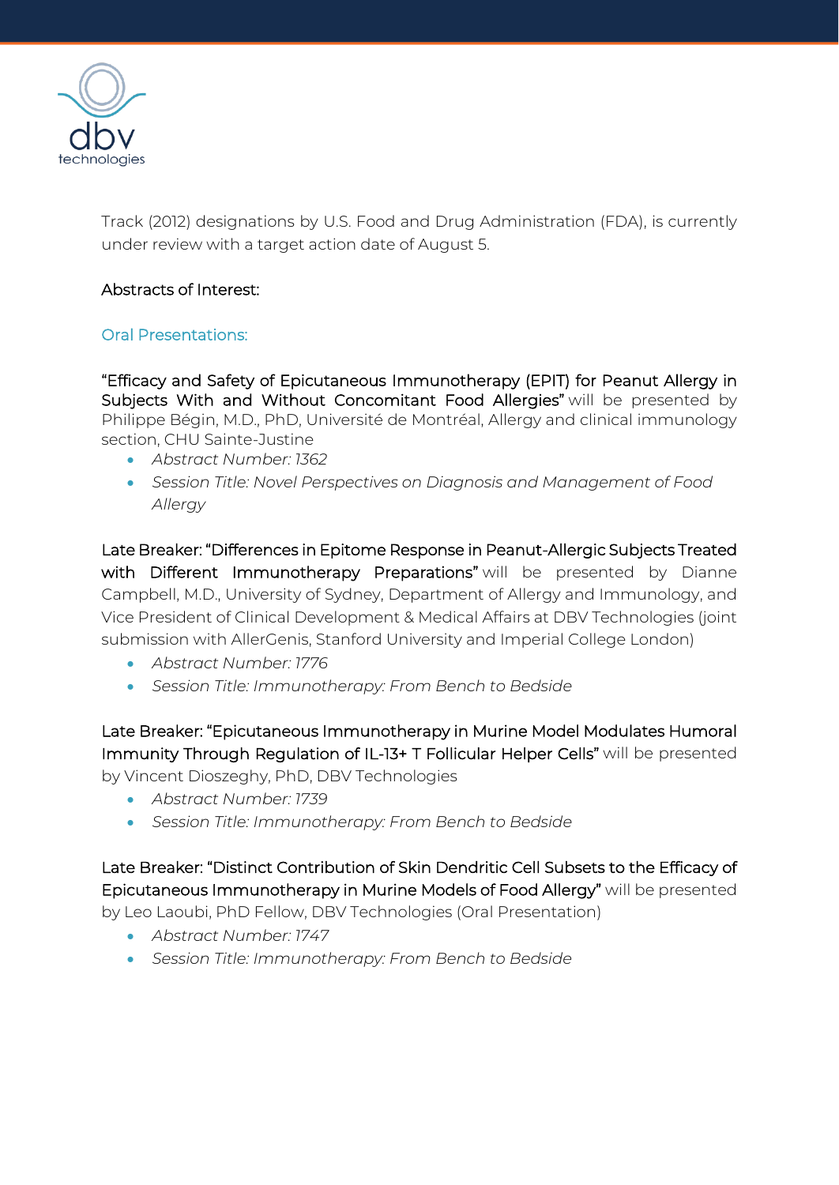Track (2012) designations by U.S. Food and Drug Administration (FDA), is currently under review with a target action date of August 5.

Abstracts of Interest:

Oral Presentations:

“Efficacy and Safety of Epicutaneous Immunotherapy (EPIT) for Peanut Allergy in Subjects With and Without Concomitant Food Allergies” will be presented by Philippe Bégin, M.D., PhD, Université de Montréal, Allergy and clinical immunology section, CHU Sainte-Justine

- *Abstract Number: 1362*
- *Session Title: Novel Perspectives on Diagnosis and Management of Food Allergy*

Late Breaker: “Differences in Epitome Response in Peanut-Allergic Subjects Treated with Different Immunotherapy Preparations” will be presented by Dianne Campbell, M.D., University of Sydney, Department of Allergy and Immunology, and Vice President of Clinical Development & Medical Affairs at DBV Technologies (joint submission with AllerGenis, Stanford University and Imperial College London)

- *Abstract Number: 1776*
- *Session Title: Immunotherapy: From Bench to Bedside*

Late Breaker: “Epicutaneous Immunotherapy in Murine Model Modulates Humoral Immunity Through Regulation of IL-13+ T Follicular Helper Cells” will be presented by Vincent Dioszeghy, PhD, DBV Technologies

- *Abstract Number: 1739*
- *Session Title: Immunotherapy: From Bench to Bedside*

Late Breaker: “Distinct Contribution of Skin Dendritic Cell Subsets to the Efficacy of Epicutaneous Immunotherapy in Murine Models of Food Allergy” will be presented by Leo Laoubi, PhD Fellow, DBV Technologies (Oral Presentation)

- *Abstract Number: 1747*
- *Session Title: Immunotherapy: From Bench to Bedside*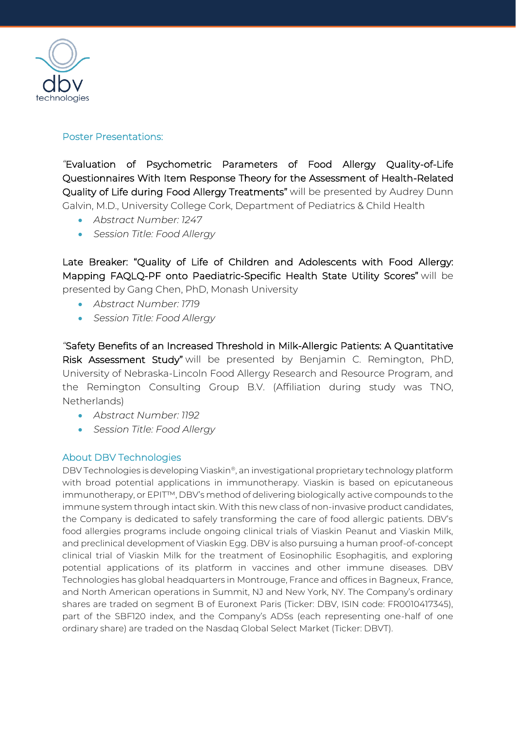## Poster Presentations:

"Evaluation of Psychometric Parameters of Food Allergy Quality-of-Life Questionnaires With Item Response Theory for the Assessment of Health-Related Quality of Life during Food Allergy Treatments" will be presented by Audrey Dunn Galvin, M.D., University College Cork, Department of Pediatrics & Child Health

- *Abstract Number: 1247*
- *Session Title: Food Allergy*

Late Breaker: "Quality of Life of Children and Adolescents with Food Allergy: Mapping FAQLQ-PF onto Paediatric-Specific Health State Utility Scores" will be presented by Gang Chen, PhD, Monash University

- *Abstract Number: 1719*
- *Session Title: Food Allergy*

"Safety Benefits of an Increased Threshold in Milk-Allergic Patients: A Quantitative Risk Assessment Study" will be presented by Benjamin C. Remington, PhD, University of Nebraska-Lincoln Food Allergy Research and Resource Program, and the Remington Consulting Group B.V. (Affiliation during study was TNO, Netherlands)

- *Abstract Number: 1192*
- *Session Title: Food Allergy*

## About DBV Technologies

DBV Technologies is developing Viaskin®, an investigational proprietary technology platform with broad potential applications in immunotherapy. Viaskin is based on epicutaneous immunotherapy, or EPIT™, DBV's method of delivering biologically active compounds to the immune system through intact skin. With this new class of non-invasive product candidates, the Company is dedicated to safely transforming the care of food allergic patients. DBV's food allergies programs include ongoing clinical trials of Viaskin Peanut and Viaskin Milk, and preclinical development of Viaskin Egg. DBV is also pursuing a human proof-of-concept clinical trial of Viaskin Milk for the treatment of Eosinophilic Esophagitis, and exploring potential applications of its platform in vaccines and other immune diseases. DBV Technologies has global headquarters in Montrouge, France and offices in Bagneux, France, and North American operations in Summit, NJ and New York, NY. The Company's ordinary shares are traded on segment B of Euronext Paris (Ticker: DBV, ISIN code: FR0010417345), part of the SBF120 index, and the Company's ADSs (each representing one-half of one ordinary share) are traded on the Nasdaq Global Select Market (Ticker: DBVT).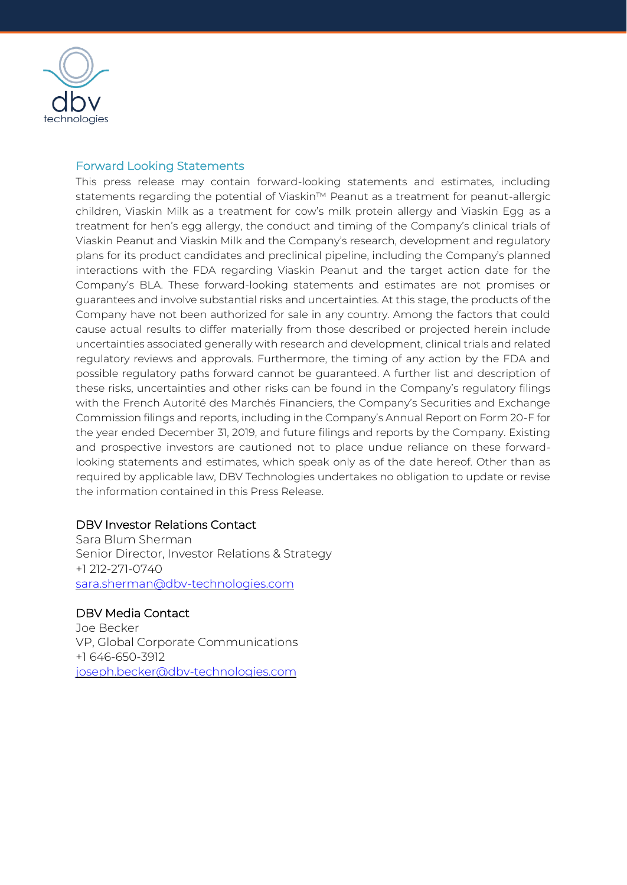## Forward Looking Statements

This press release may contain forward-looking statements and estimates, including statements regarding the potential of Viaskin™ Peanut as a treatment for peanut-allergic children, Viaskin Milk as a treatment for cow's milk protein allergy and Viaskin Egg as a treatment for hen's egg allergy, the conduct and timing of the Company's clinical trials of Viaskin Peanut and Viaskin Milk and the Company's research, development and regulatory plans for its product candidates and preclinical pipeline, including the Company's planned interactions with the FDA regarding Viaskin Peanut and the target action date for the Company's BLA. These forward-looking statements and estimates are not promises or guarantees and involve substantial risks and uncertainties. At this stage, the products of the Company have not been authorized for sale in any country. Among the factors that could cause actual results to differ materially from those described or projected herein include uncertainties associated generally with research and development, clinical trials and related regulatory reviews and approvals. Furthermore, the timing of any action by the FDA and possible regulatory paths forward cannot be guaranteed. A further list and description of these risks, uncertainties and other risks can be found in the Company's regulatory filings with the French Autorité des Marchés Financiers, the Company's Securities and Exchange Commission filings and reports, including in the Company's Annual Report on Form 20-F for the year ended December 31, 2019, and future filings and reports by the Company. Existing and prospective investors are cautioned not to place undue reliance on these forward-looking statements and estimates, which speak only as of the date hereof. Other than as required by applicable law, DBV Technologies undertakes no obligation to update or revise the information contained in this Press Release.

**DBV Investor Relations Contact**
Sara Blum Sherman
Senior Director, Investor Relations & Strategy
+1 212-271-0740
sara.sherman@dbv-technologies.com

**DBV Media Contact**
Joe Becker
VP, Global Corporate Communications
+1 646-650-3912
joseph.becker@dbv-technologies.com